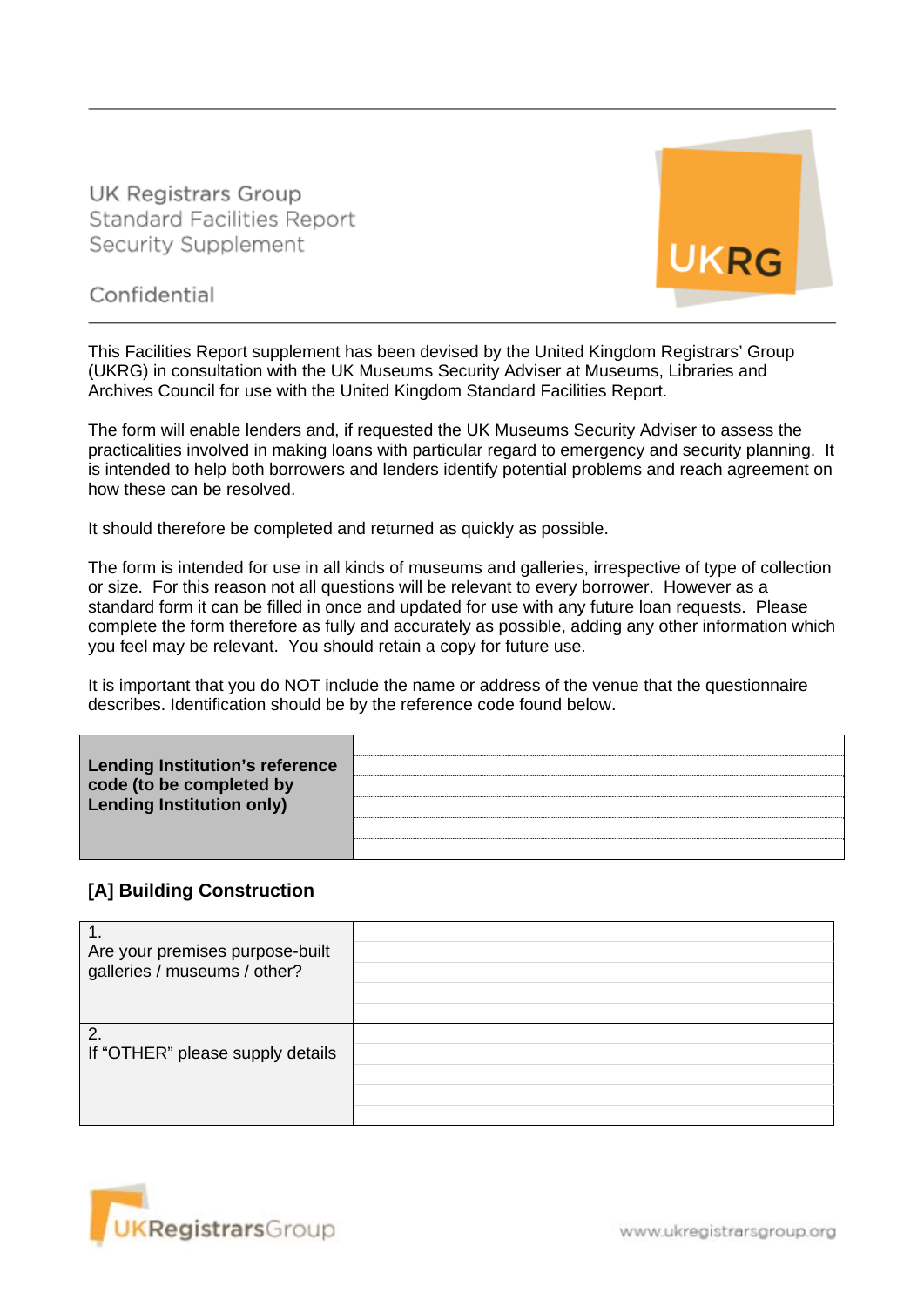UK Registrars Group
Standard Facilities Report
Security Supplement

Confidential

This Facilities Report supplement has been devised by the United Kingdom Registrars' Group (UKRG) in consultation with the UK Museums Security Adviser at Museums, Libraries and Archives Council for use with the United Kingdom Standard Facilities Report.

The form will enable lenders and, if requested the UK Museums Security Adviser to assess the practicalities involved in making loans with particular regard to emergency and security planning. It is intended to help both borrowers and lenders identify potential problems and reach agreement on how these can be resolved.

It should therefore be completed and returned as quickly as possible.

The form is intended for use in all kinds of museums and galleries, irrespective of type of collection or size. For this reason not all questions will be relevant to every borrower. However as a standard form it can be filled in once and updated for use with any future loan requests. Please complete the form therefore as fully and accurately as possible, adding any other information which you feel may be relevant. You should retain a copy for future use.

It is important that you do NOT include the name or address of the venue that the questionnaire describes. Identification should be by the reference code found below.

| **Lending Institution's reference code (to be completed by Lending Institution only)** | |
|---|---|

## [A] Building Construction

| | |
|---|---|
| 1. Are your premises purpose-built galleries / museums / other? | |
| 2. If "OTHER" please supply details | |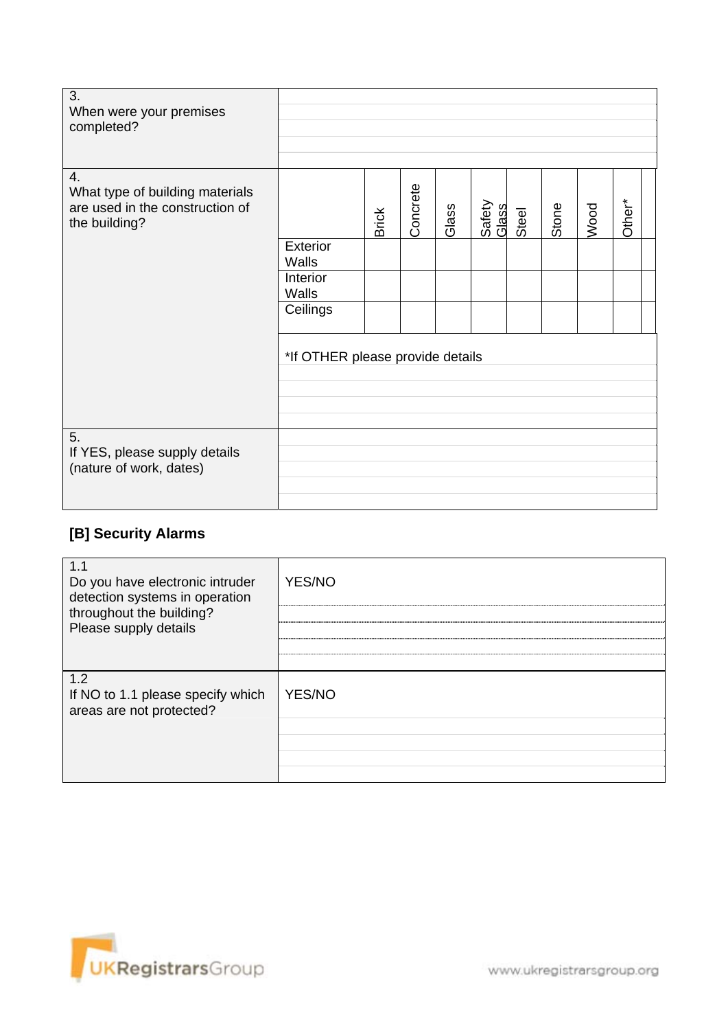| 3. When were your premises completed? | |
|---|---|

| 4. What type of building materials are used in the construction of the building? | | Brick | Concrete | Glass | Safety Glass | Steel | Stone | Wood | Other* |
|---|---|---|---|---|---|---|---|---|---|
| | Exterior Walls | | | | | | | | |
| | Interior Walls | | | | | | | | |
| | Ceilings | | | | | | | | |

*If OTHER please provide details

| 5. If YES, please supply details (nature of work, dates) | |
|---|---|

### [B] Security Alarms

| | |
|---|---|
| 1.1 Do you have electronic intruder detection systems in operation throughout the building? Please supply details | YES/NO |
| 1.2 If NO to 1.1 please specify which areas are not protected? | YES/NO |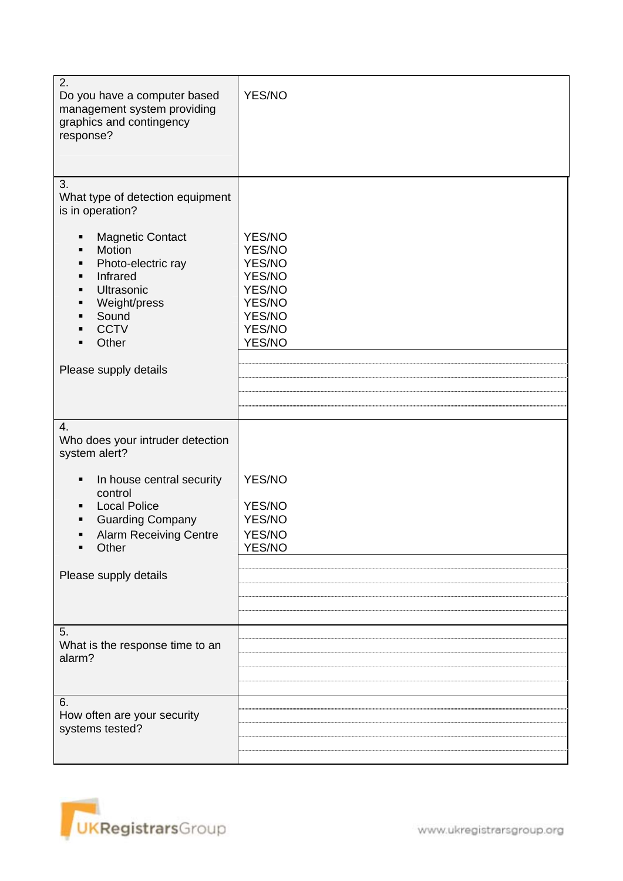| | |
|---|---|
| 2.<br>Do you have a computer based management system providing graphics and contingency response? | YES/NO |
| 3.<br>What type of detection equipment is in operation?<br><br>▪ Magnetic Contact<br>▪ Motion<br>▪ Photo-electric ray<br>▪ Infrared<br>▪ Ultrasonic<br>▪ Weight/press<br>▪ Sound<br>▪ CCTV<br>▪ Other<br><br>Please supply details | <br><br><br>YES/NO<br>YES/NO<br>YES/NO<br>YES/NO<br>YES/NO<br>YES/NO<br>YES/NO<br>YES/NO<br>YES/NO |
| 4.<br>Who does your intruder detection system alert?<br><br>▪ In house central security control<br>▪ Local Police<br>▪ Guarding Company<br>▪ Alarm Receiving Centre<br>▪ Other<br><br>Please supply details | <br><br><br>YES/NO<br><br>YES/NO<br>YES/NO<br>YES/NO<br>YES/NO |
| 5.<br>What is the response time to an alarm? | |
| 6.<br>How often are your security systems tested? | |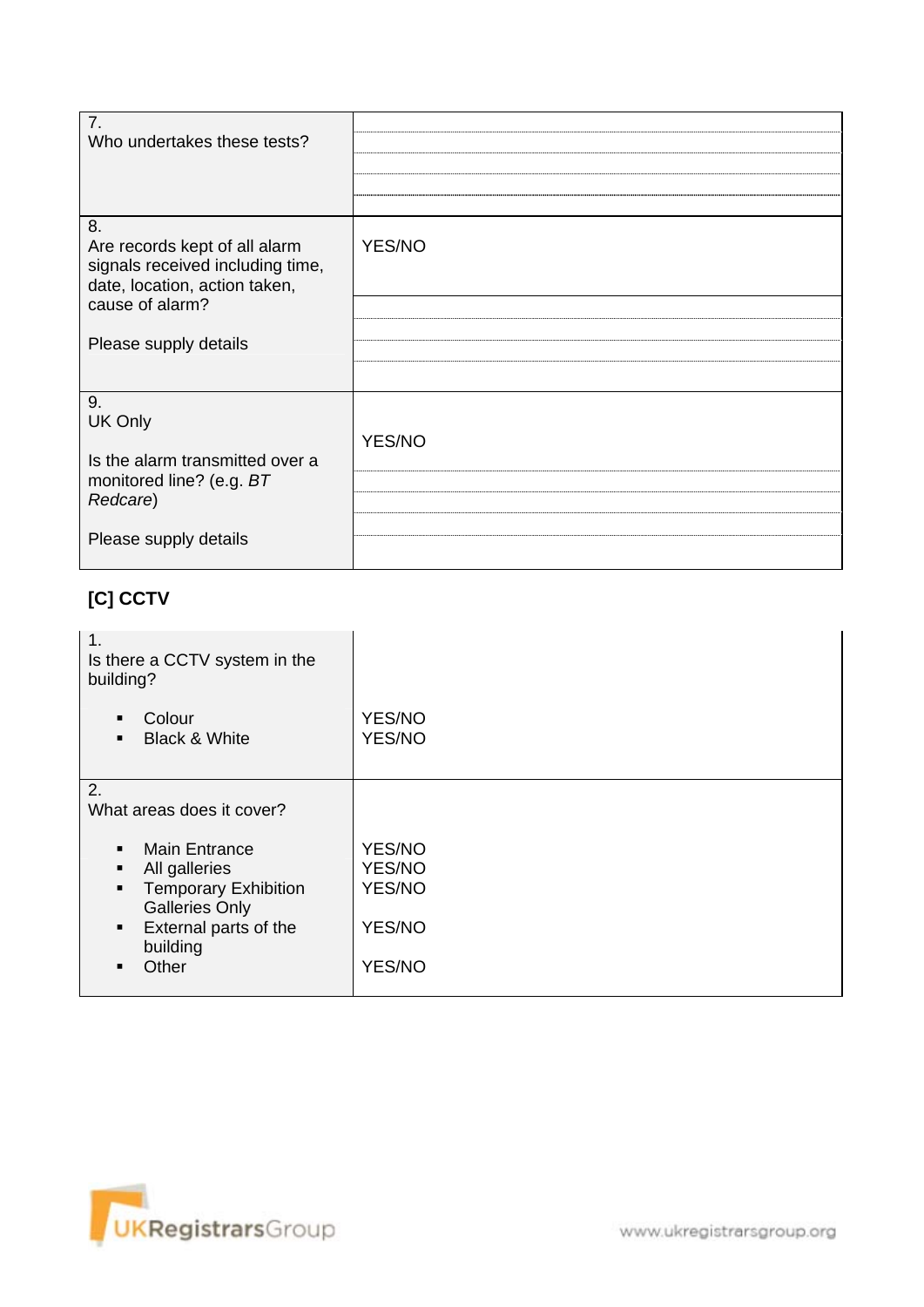| | |
|---|---|
| 7.<br>Who undertakes these tests? | |
| 8.<br>Are records kept of all alarm signals received including time, date, location, action taken, cause of alarm?<br><br>Please supply details | YES/NO |
| 9.<br>UK Only<br><br>Is the alarm transmitted over a monitored line? (e.g. *BT Redcare*)<br><br>Please supply details | YES/NO |

## [C] CCTV

| | |
|---|---|
| 1.<br>Is there a CCTV system in the building?<br><br>▪ Colour<br>▪ Black & White | <br><br><br>YES/NO<br>YES/NO |
| 2.<br>What areas does it cover?<br><br>▪ Main Entrance<br>▪ All galleries<br>▪ Temporary Exhibition Galleries Only<br>▪ External parts of the building<br>▪ Other | <br><br><br>YES/NO<br>YES/NO<br>YES/NO<br>YES/NO<br>YES/NO |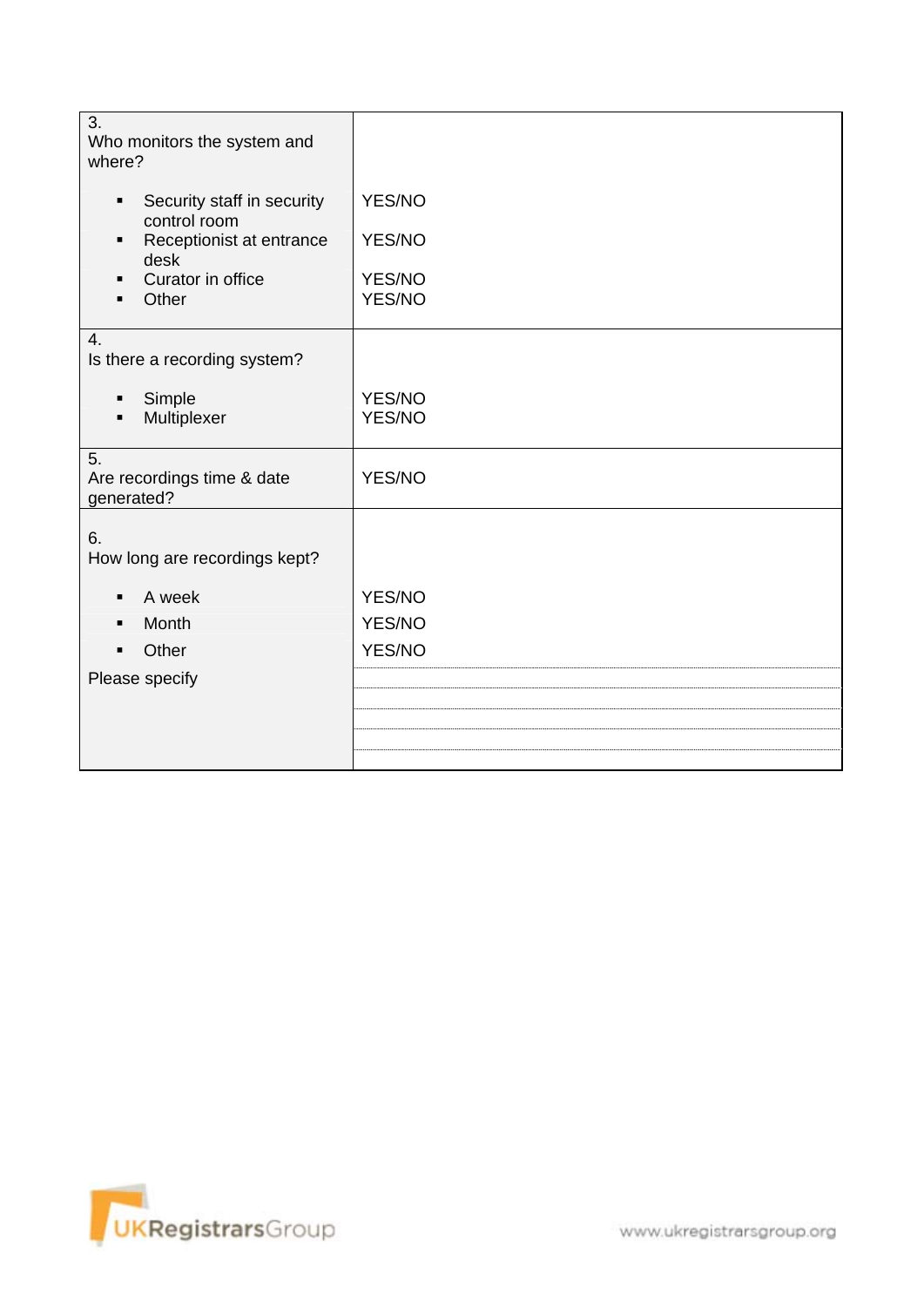| | |
|---|---|
| 3.<br>Who monitors the system and where?<br>▪ Security staff in security control room<br>▪ Receptionist at entrance desk<br>▪ Curator in office<br>▪ Other | <br><br>YES/NO<br>YES/NO<br>YES/NO<br>YES/NO |
| 4.<br>Is there a recording system?<br>▪ Simple<br>▪ Multiplexer | <br><br>YES/NO<br>YES/NO |
| 5.<br>Are recordings time & date generated? | YES/NO |
| 6.<br>How long are recordings kept?<br>▪ A week<br>▪ Month<br>▪ Other<br>Please specify | <br><br>YES/NO<br>YES/NO<br>YES/NO |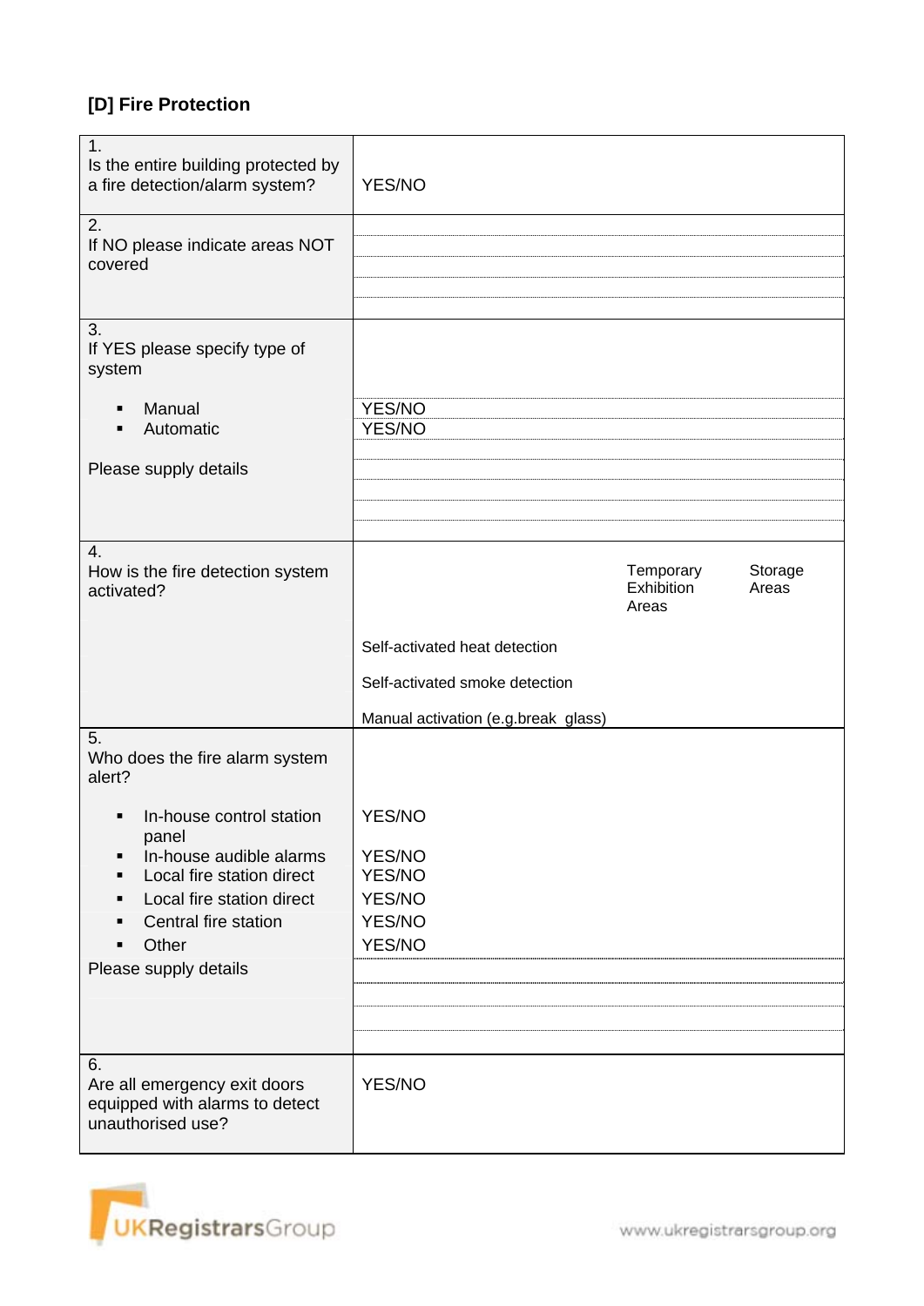## [D] Fire Protection

| | |
|---|---|
| 1.<br>Is the entire building protected by a fire detection/alarm system? | YES/NO |
| 2.<br>If NO please indicate areas NOT covered | |
| 3.<br>If YES please specify type of system<br>▪ Manual<br>▪ Automatic<br><br>Please supply details | <br><br>YES/NO<br>YES/NO |
| 4.<br>How is the fire detection system activated? | Temporary Exhibition Areas / Storage Areas<br><br>Self-activated heat detection<br>Self-activated smoke detection<br>Manual activation (e.g.break glass) |
| 5.<br>Who does the fire alarm system alert?<br>▪ In-house control station panel<br>▪ In-house audible alarms<br>▪ Local fire station direct<br>▪ Local fire station direct<br>▪ Central fire station<br>▪ Other<br>Please supply details | <br><br>YES/NO<br>YES/NO<br>YES/NO<br>YES/NO<br>YES/NO<br>YES/NO |
| 6.<br>Are all emergency exit doors equipped with alarms to detect unauthorised use? | YES/NO |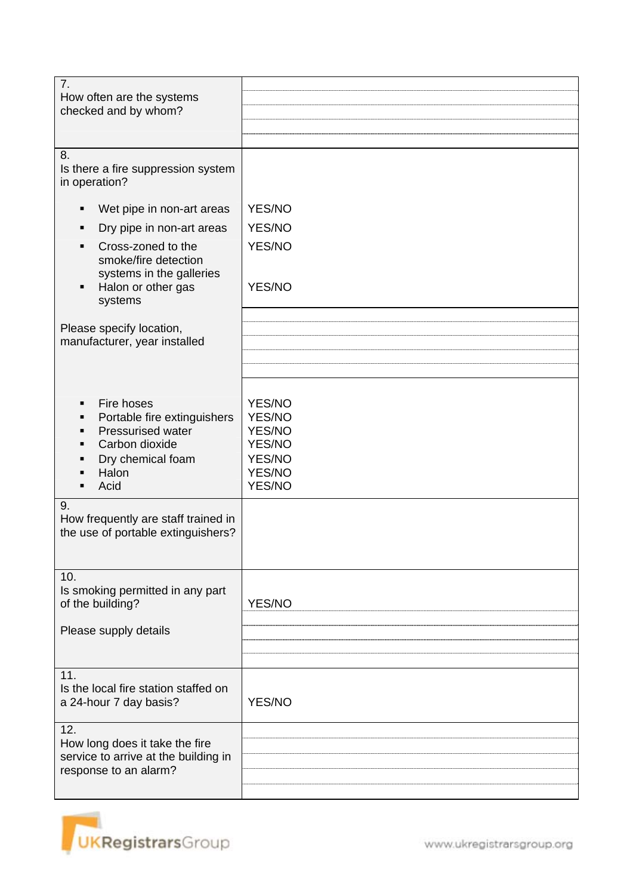| | |
|---|---|
| 7.<br>How often are the systems checked and by whom? | |
| 8.<br>Is there a fire suppression system in operation? | |
| ▪ Wet pipe in non-art areas | YES/NO |
| ▪ Dry pipe in non-art areas | YES/NO |
| ▪ Cross-zoned to the smoke/fire detection systems in the galleries | YES/NO |
| ▪ Halon or other gas systems | YES/NO |
| Please specify location, manufacturer, year installed | |
| ▪ Fire hoses | YES/NO |
| ▪ Portable fire extinguishers | YES/NO |
| ▪ Pressurised water | YES/NO |
| ▪ Carbon dioxide | YES/NO |
| ▪ Dry chemical foam | YES/NO |
| ▪ Halon | YES/NO |
| ▪ Acid | YES/NO |
| 9.<br>How frequently are staff trained in the use of portable extinguishers? | |
| 10.<br>Is smoking permitted in any part of the building? | YES/NO |
| Please supply details | |
| 11.<br>Is the local fire station staffed on a 24-hour 7 day basis? | YES/NO |
| 12.<br>How long does it take the fire service to arrive at the building in response to an alarm? | |

UKRegistrarsGroup

www.ukregistrarsgroup.org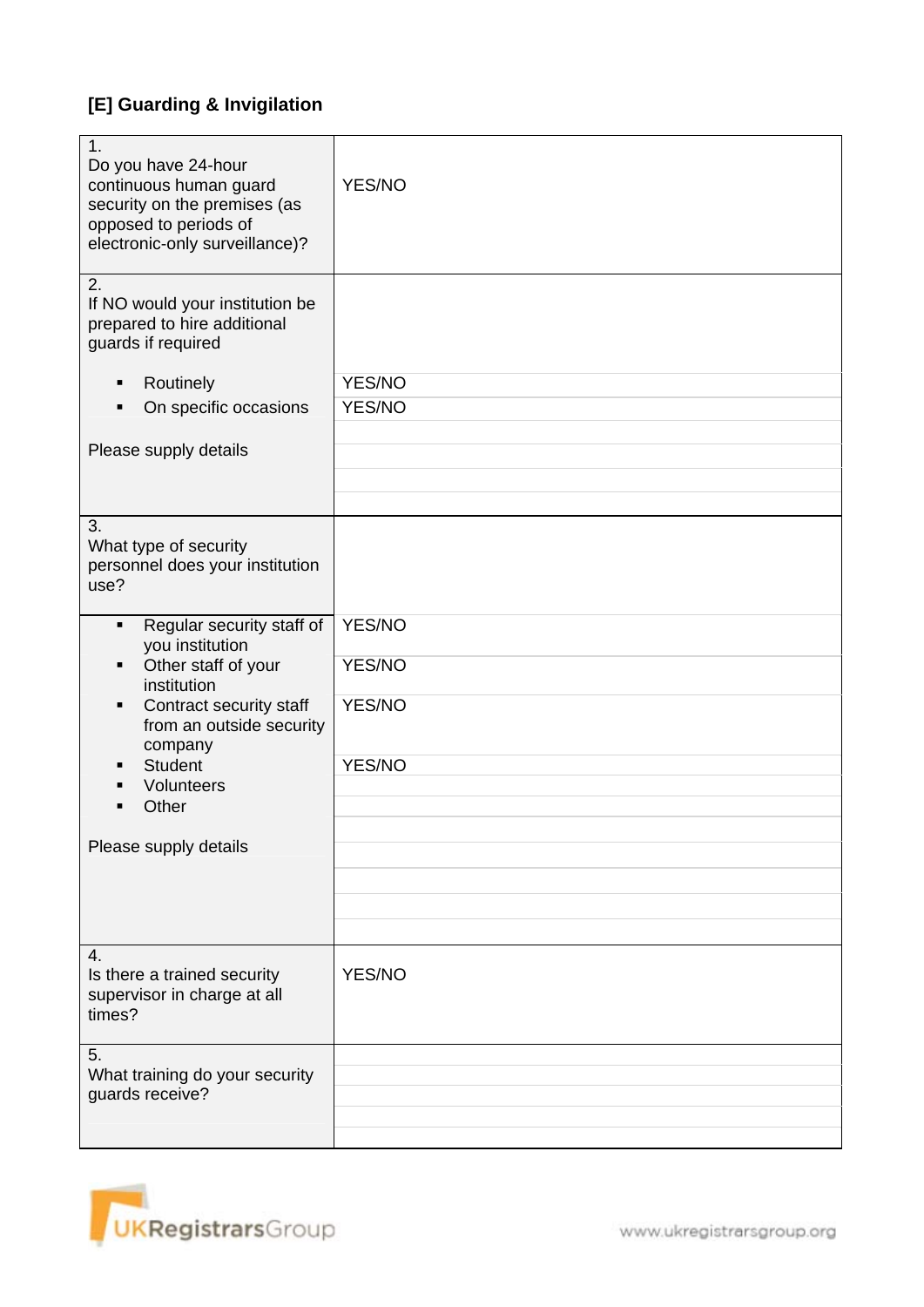### [E] Guarding & Invigilation

| | |
|---|---|
| 1. Do you have 24-hour continuous human guard security on the premises (as opposed to periods of electronic-only surveillance)? | YES/NO |
| 2. If NO would your institution be prepared to hire additional guards if required | |
| ▪ Routinely | YES/NO |
| ▪ On specific occasions | YES/NO |
| Please supply details | |
| 3. What type of security personnel does your institution use? | |
| ▪ Regular security staff of you institution | YES/NO |
| ▪ Other staff of your institution | YES/NO |
| ▪ Contract security staff from an outside security company | YES/NO |
| ▪ Student | YES/NO |
| ▪ Volunteers | |
| ▪ Other | |
| Please supply details | |
| 4. Is there a trained security supervisor in charge at all times? | YES/NO |
| 5. What training do your security guards receive? | |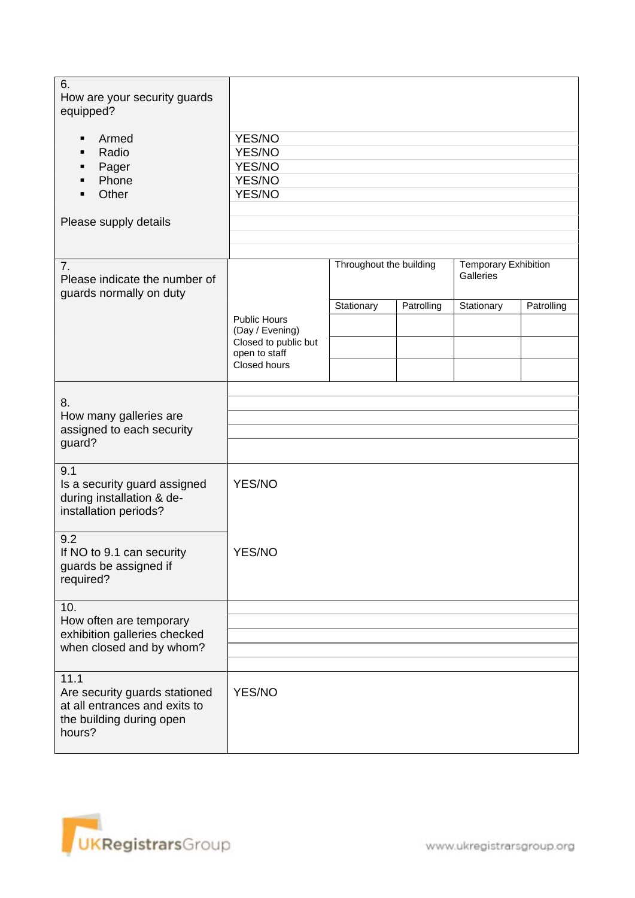| Question | Response |
|---|---|
| 6. How are your security guards equipped? | |
| ▪ Armed | YES/NO |
| ▪ Radio | YES/NO |
| ▪ Pager | YES/NO |
| ▪ Phone | YES/NO |
| ▪ Other | YES/NO |
| Please supply details | |

| 7. Please indicate the number of guards normally on duty | | Throughout the building | | Temporary Exhibition Galleries | |
|---|---|---|---|---|---|
| | | Stationary | Patrolling | Stationary | Patrolling |
| | Public Hours (Day / Evening) | | | | |
| | Closed to public but open to staff | | | | |
| | Closed hours | | | | |

| Question | Response |
|---|---|
| 8. How many galleries are assigned to each security guard? | |
| 9.1 Is a security guard assigned during installation & de-installation periods? | YES/NO |
| 9.2 If NO to 9.1 can security guards be assigned if required? | YES/NO |
| 10. How often are temporary exhibition galleries checked when closed and by whom? | |
| 11.1 Are security guards stationed at all entrances and exits to the building during open hours? | YES/NO |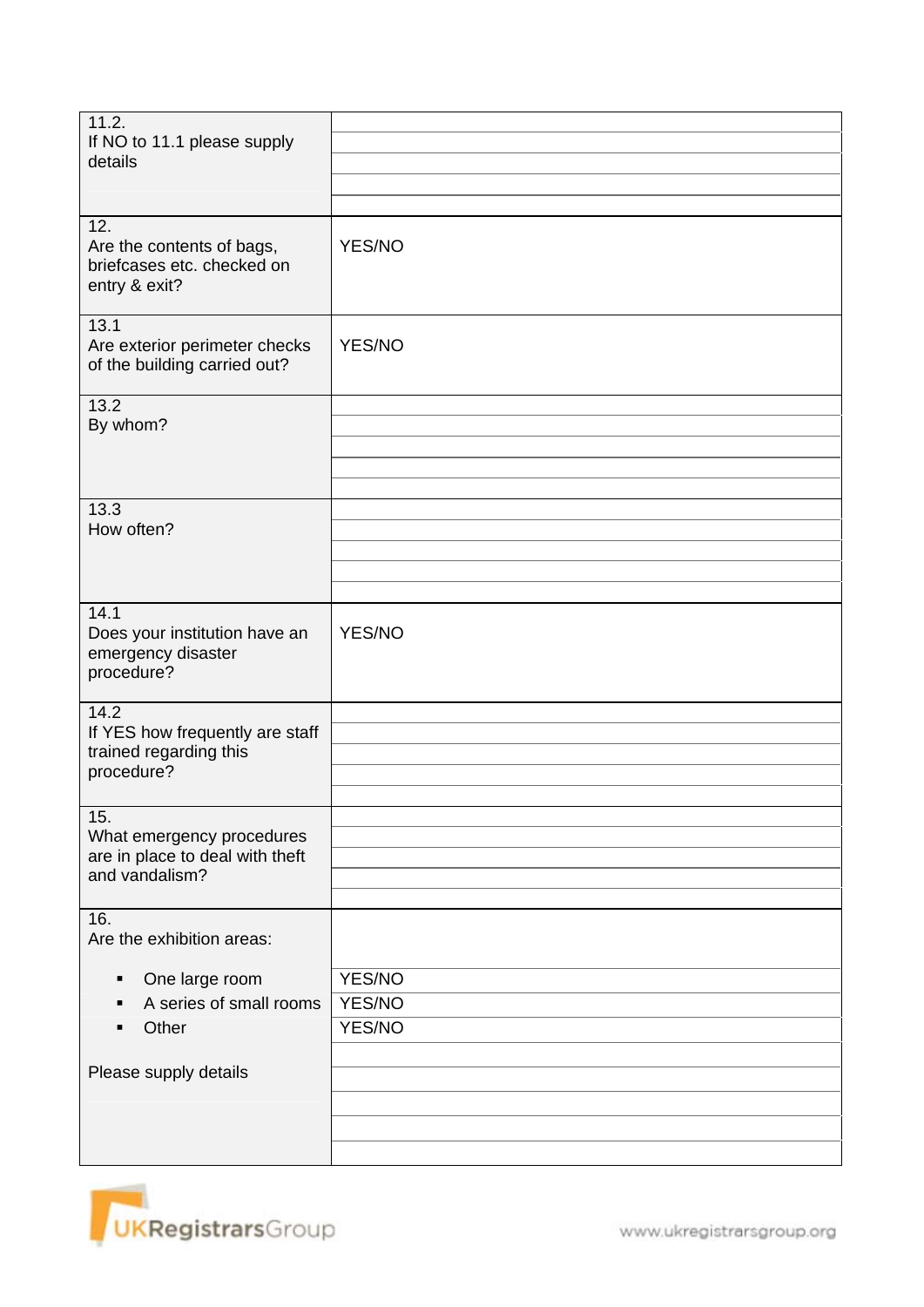| | |
|---|---|
| 11.2.<br>If NO to 11.1 please supply details | |
| 12.<br>Are the contents of bags, briefcases etc. checked on entry & exit? | YES/NO |
| 13.1<br>Are exterior perimeter checks of the building carried out? | YES/NO |
| 13.2<br>By whom? | |
| 13.3<br>How often? | |
| 14.1<br>Does your institution have an emergency disaster procedure? | YES/NO |
| 14.2<br>If YES how frequently are staff trained regarding this procedure? | |
| 15.<br>What emergency procedures are in place to deal with theft and vandalism? | |
| 16.<br>Are the exhibition areas: | |
| ▪ One large room | YES/NO |
| ▪ A series of small rooms | YES/NO |
| ▪ Other | YES/NO |
| Please supply details | |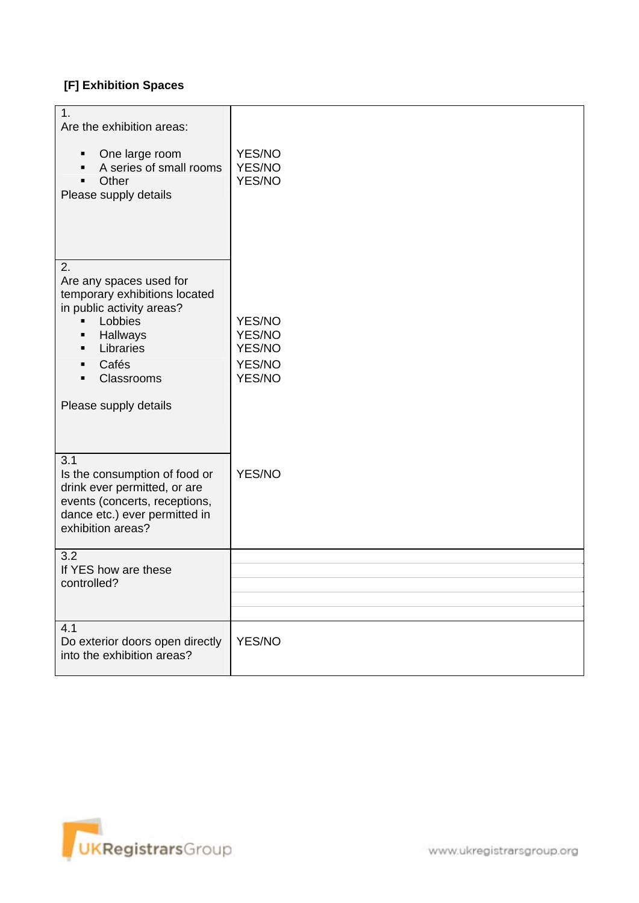**[F] Exhibition Spaces**

| | |
|---|---|
| 1.<br>Are the exhibition areas:<br>▪ One large room<br>▪ A series of small rooms<br>▪ Other<br>Please supply details | <br><br>YES/NO<br>YES/NO<br>YES/NO |
| 2.<br>Are any spaces used for temporary exhibitions located in public activity areas?<br>▪ Lobbies<br>▪ Hallways<br>▪ Libraries<br>▪ Cafés<br>▪ Classrooms<br><br>Please supply details | <br><br><br><br>YES/NO<br>YES/NO<br>YES/NO<br>YES/NO<br>YES/NO |
| 3.1<br>Is the consumption of food or drink ever permitted, or are events (concerts, receptions, dance etc.) ever permitted in exhibition areas? | YES/NO |
| 3.2<br>If YES how are these controlled? | |
| 4.1<br>Do exterior doors open directly into the exhibition areas? | YES/NO |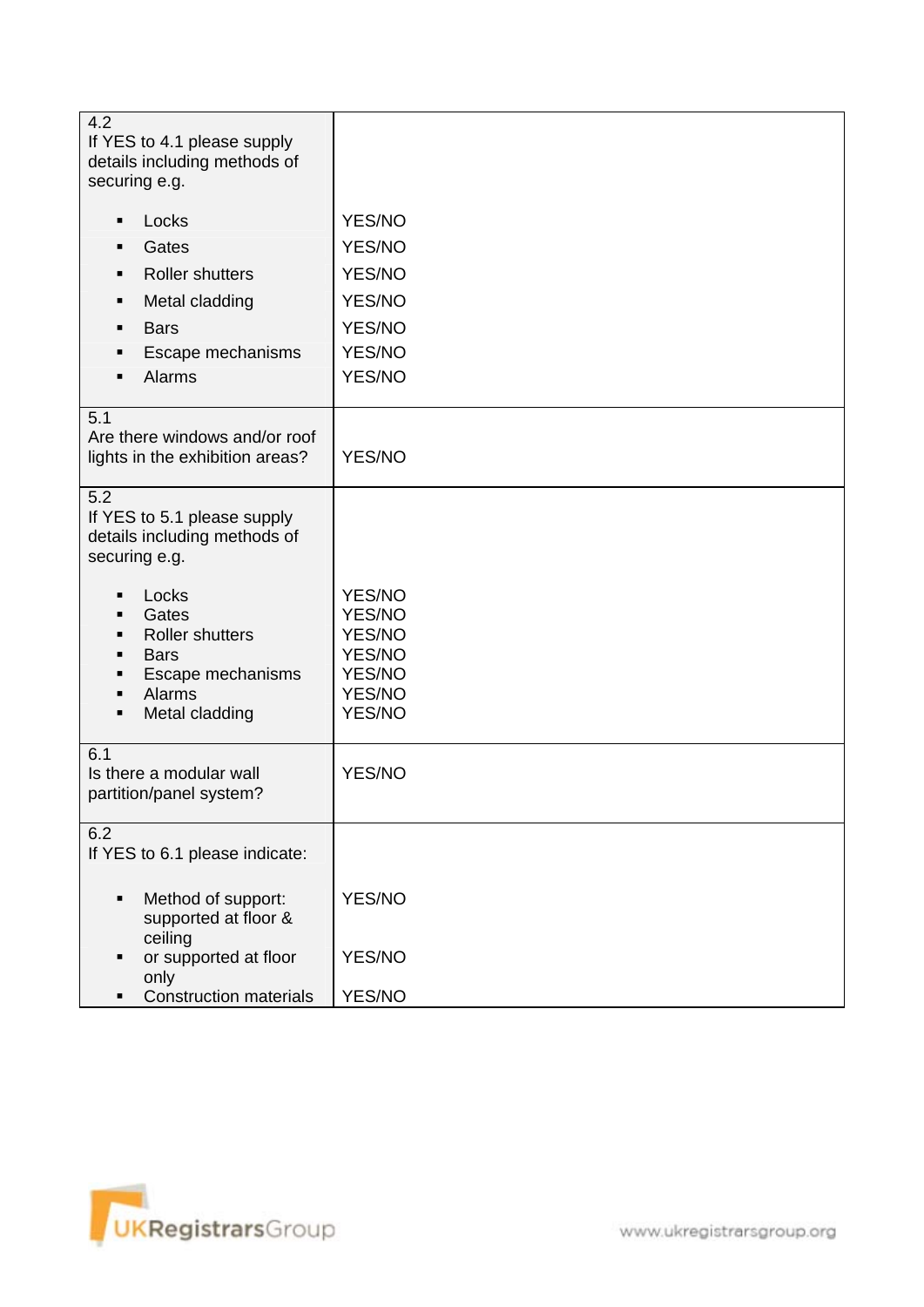| | |
|---|---|
| 4.2<br>If YES to 4.1 please supply details including methods of securing e.g. | |
| ▪ Locks | YES/NO |
| ▪ Gates | YES/NO |
| ▪ Roller shutters | YES/NO |
| ▪ Metal cladding | YES/NO |
| ▪ Bars | YES/NO |
| ▪ Escape mechanisms | YES/NO |
| ▪ Alarms | YES/NO |
| 5.1<br>Are there windows and/or roof lights in the exhibition areas? | YES/NO |
| 5.2<br>If YES to 5.1 please supply details including methods of securing e.g.<br><br>▪ Locks<br>▪ Gates<br>▪ Roller shutters<br>▪ Bars<br>▪ Escape mechanisms<br>▪ Alarms<br>▪ Metal cladding | <br><br><br><br>YES/NO<br>YES/NO<br>YES/NO<br>YES/NO<br>YES/NO<br>YES/NO<br>YES/NO |
| 6.1<br>Is there a modular wall partition/panel system? | YES/NO |
| 6.2<br>If YES to 6.1 please indicate: | |
| ▪ Method of support: supported at floor & ceiling | YES/NO |
| ▪ or supported at floor only | YES/NO |
| ▪ Construction materials | YES/NO |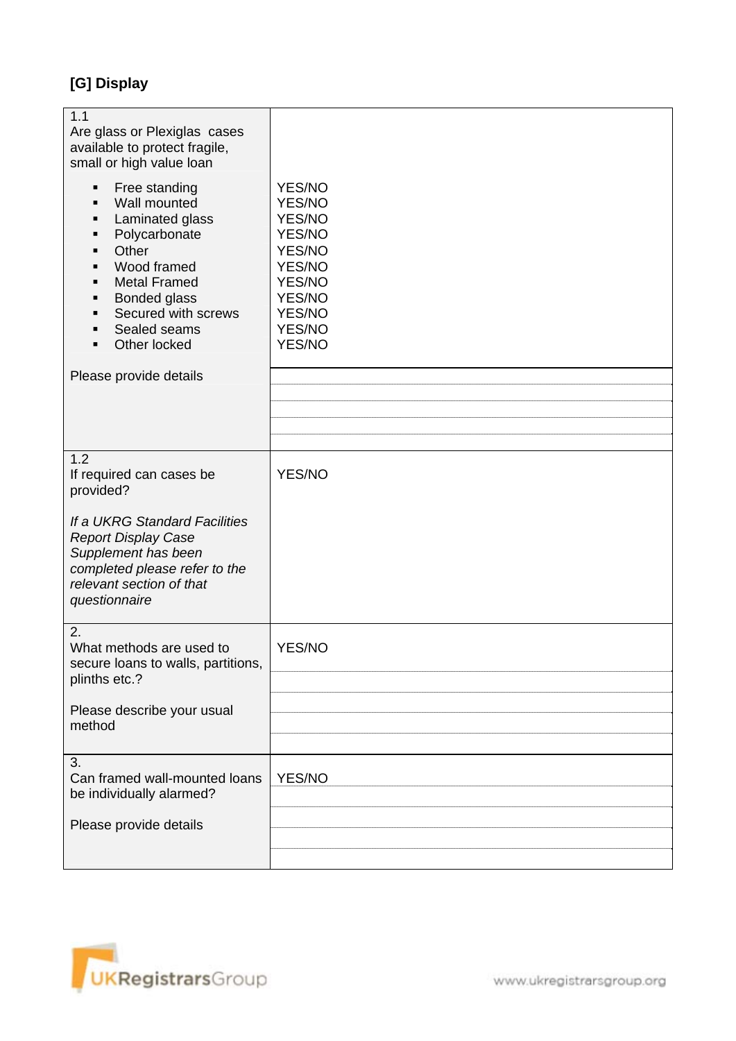### [G] Display

| | |
|---|---|
| 1.1<br>Are glass or Plexiglas cases available to protect fragile, small or high value loan | |
| ▪ Free standing<br>▪ Wall mounted<br>▪ Laminated glass<br>▪ Polycarbonate<br>▪ Other<br>▪ Wood framed<br>▪ Metal Framed<br>▪ Bonded glass<br>▪ Secured with screws<br>▪ Sealed seams<br>▪ Other locked | YES/NO<br>YES/NO<br>YES/NO<br>YES/NO<br>YES/NO<br>YES/NO<br>YES/NO<br>YES/NO<br>YES/NO<br>YES/NO<br>YES/NO |
| Please provide details | |
| 1.2<br>If required can cases be provided?<br><br>*If a UKRG Standard Facilities Report Display Case Supplement has been completed please refer to the relevant section of that questionnaire* | YES/NO |
| 2.<br>What methods are used to secure loans to walls, partitions, plinths etc.?<br><br>Please describe your usual method | YES/NO |
| 3.<br>Can framed wall-mounted loans be individually alarmed?<br><br>Please provide details | YES/NO |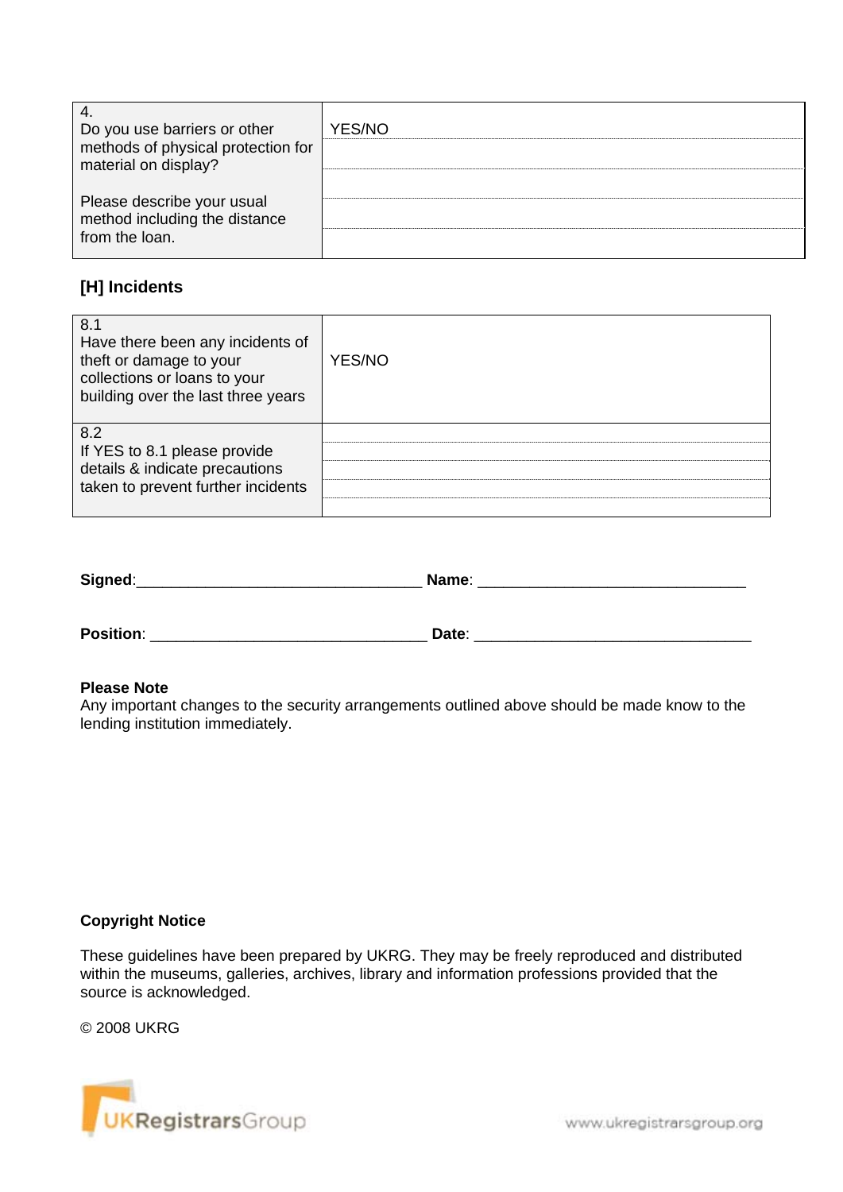| | |
|---|---|
| 4.<br>Do you use barriers or other methods of physical protection for material on display?<br><br>Please describe your usual method including the distance from the loan. | YES/NO |

### [H] Incidents

| | |
|---|---|
| 8.1<br>Have there been any incidents of theft or damage to your collections or loans to your building over the last three years | YES/NO |
| 8.2<br>If YES to 8.1 please provide details & indicate precautions taken to prevent further incidents | |

**Signed**:________________________________ **Name**: ______________________________

**Position**: _______________________________ **Date**: _______________________________

**Please Note**
Any important changes to the security arrangements outlined above should be made know to the lending institution immediately.

**Copyright Notice**

These guidelines have been prepared by UKRG. They may be freely reproduced and distributed within the museums, galleries, archives, library and information professions provided that the source is acknowledged.

© 2008 UKRG

UKRegistrarsGroup

www.ukregistrarsgroup.org